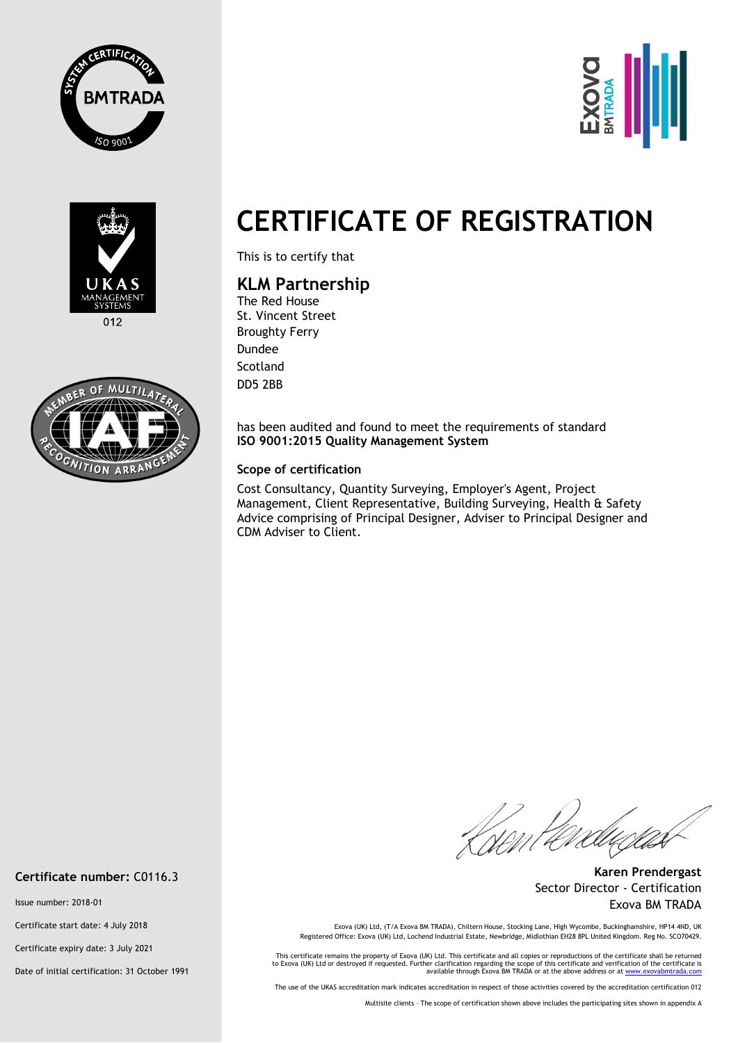# CERTIFICATE OF REGISTRATION

This is to certify that

## KLM Partnership

The Red House
St. Vincent Street
Broughty Ferry
Dundee
Scotland
DD5 2BB

has been audited and found to meet the requirements of standard
**ISO 9001:2015 Quality Management System**

### Scope of certification

Cost Consultancy, Quantity Surveying, Employer's Agent, Project Management, Client Representative, Building Surveying, Health & Safety Advice comprising of Principal Designer, Adviser to Principal Designer and CDM Adviser to Client.

**Karen Prendergast**
Sector Director - Certification
Exova BM TRADA

**Certificate number:** C0116.3

Issue number: 2018-01

Certificate start date: 4 July 2018

Certificate expiry date: 3 July 2021

Date of initial certification: 31 October 1991

012

Exova (UK) Ltd, (T/A Exova BM TRADA), Chiltern House, Stocking Lane, High Wycombe, Buckinghamshire, HP14 4ND, UK
Registered Office: Exova (UK) Ltd, Lochend Industrial Estate, Newbridge, Midlothian EH28 8PL United Kingdom. Reg No. SCO70429.

This certificate remains the property of Exova (UK) Ltd. This certificate and all copies or reproductions of the certificate shall be returned to Exova (UK) Ltd or destroyed if requested. Further clarification regarding the scope of this certificate and verification of the certificate is available through Exova BM TRADA or at the above address or at www.exovabmtrada.com

The use of the UKAS accreditation mark indicates accreditation in respect of those activities covered by the accreditation certification 012

Multisite clients – The scope of certification shown above includes the participating sites shown in appendix A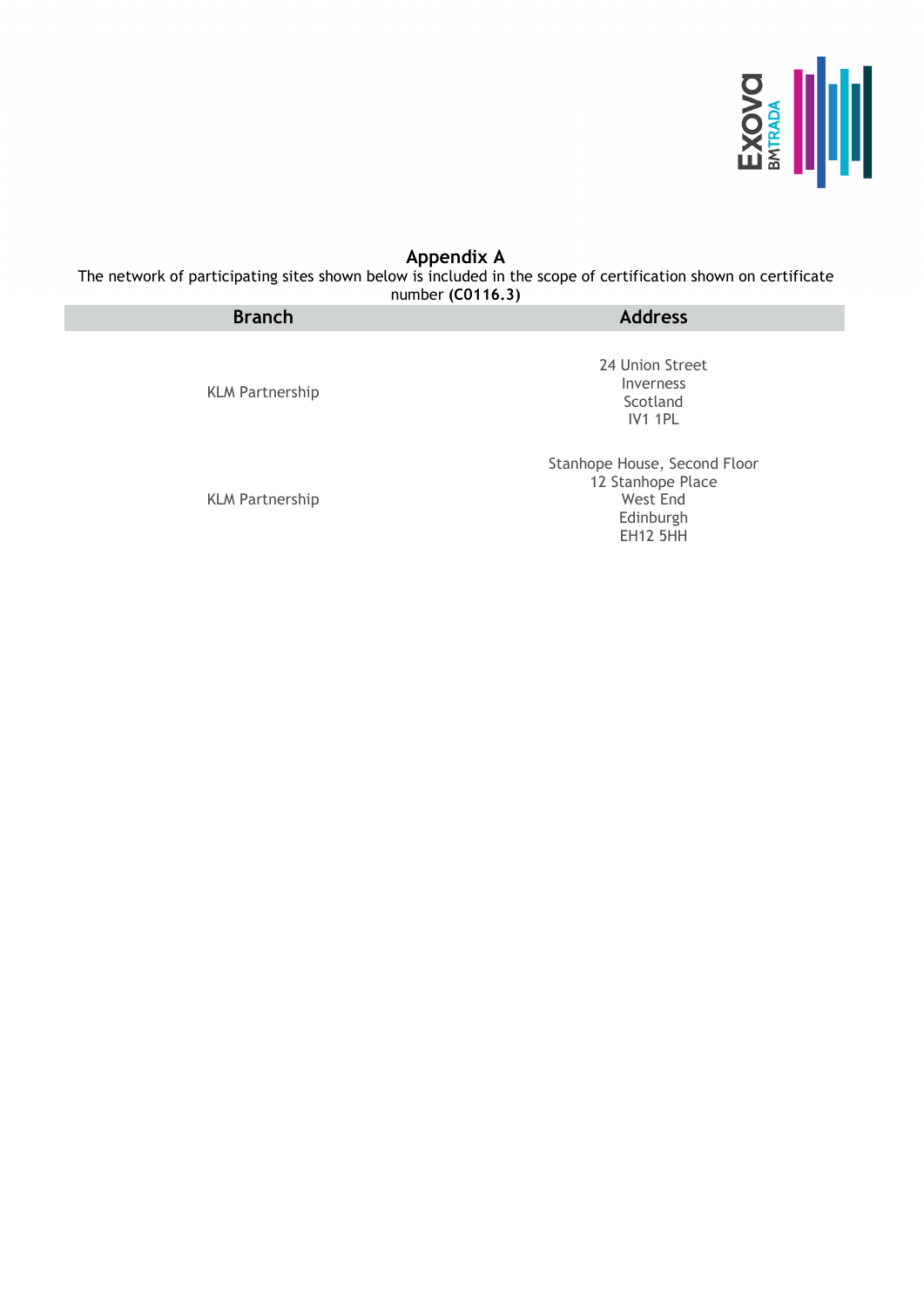# Appendix A

The network of participating sites shown below is included in the scope of certification shown on certificate number **(C0116.3)**

| Branch | Address |
| --- | --- |
| KLM Partnership | 24 Union Street<br>Inverness<br>Scotland<br>IV1 1PL |
| KLM Partnership | Stanhope House, Second Floor<br>12 Stanhope Place<br>West End<br>Edinburgh<br>EH12 5HH |